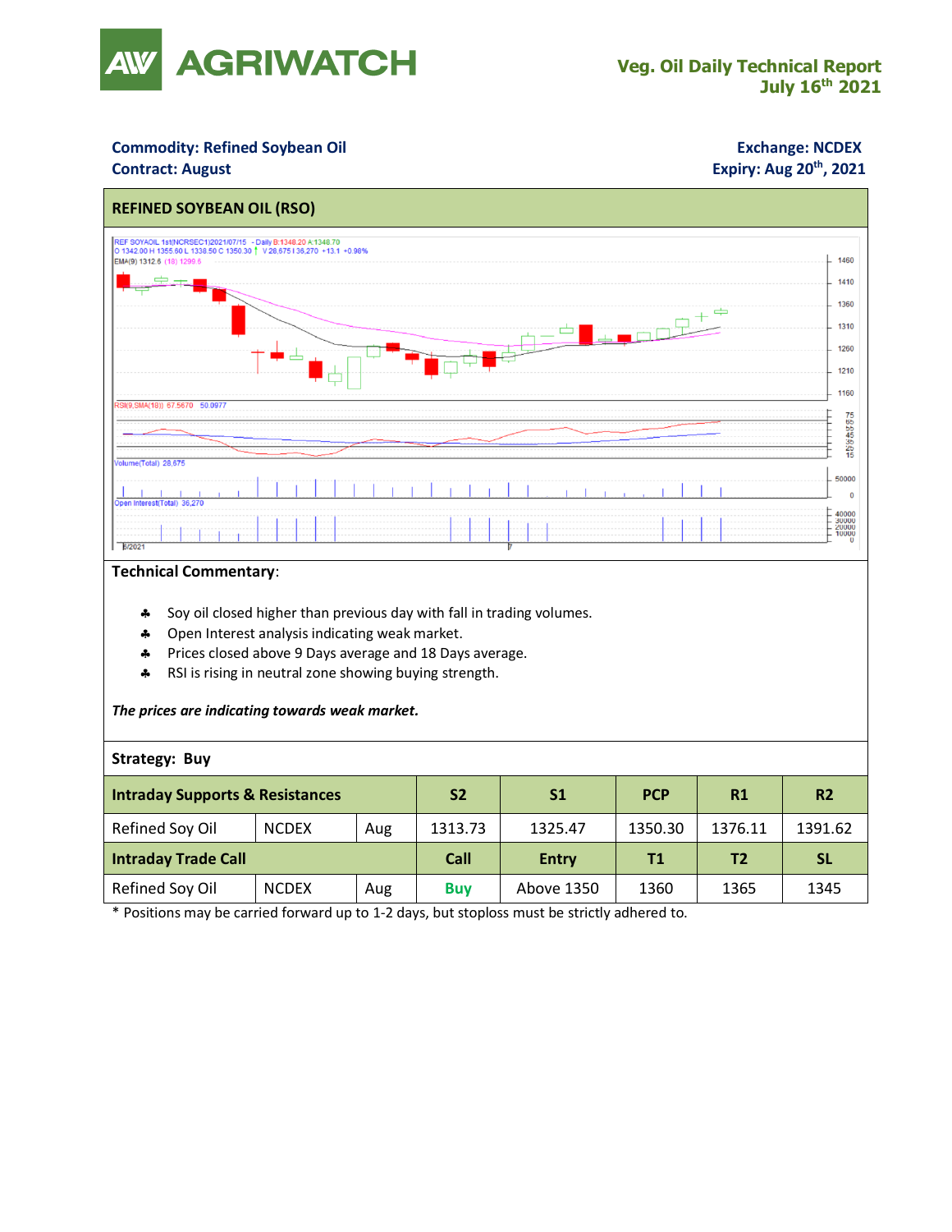# AGRIWATCH

**Veg. Oil Daily Technical Report**
**July 16th 2021**

**Commodity: Refined Soybean Oil**
**Contract: August**

**Exchange: NCDEX**
**Expiry: Aug 20th, 2021**

## REFINED SOYBEAN OIL (RSO)

**Technical Commentary**:

- Soy oil closed higher than previous day with fall in trading volumes.
- Open Interest analysis indicating weak market.
- Prices closed above 9 Days average and 18 Days average.
- RSI is rising in neutral zone showing buying strength.

***The prices are indicating towards weak market.***

**Strategy: Buy**

| **Intraday Supports & Resistances** | | | **S2** | **S1** | **PCP** | **R1** | **R2** |
|---|---|---|---|---|---|---|---|
| Refined Soy Oil | NCDEX | Aug | 1313.73 | 1325.47 | 1350.30 | 1376.11 | 1391.62 |
| **Intraday Trade Call** | | | **Call** | **Entry** | **T1** | **T2** | **SL** |
| Refined Soy Oil | NCDEX | Aug | **Buy** | Above 1350 | 1360 | 1365 | 1345 |

\* Positions may be carried forward up to 1-2 days, but stoploss must be strictly adhered to.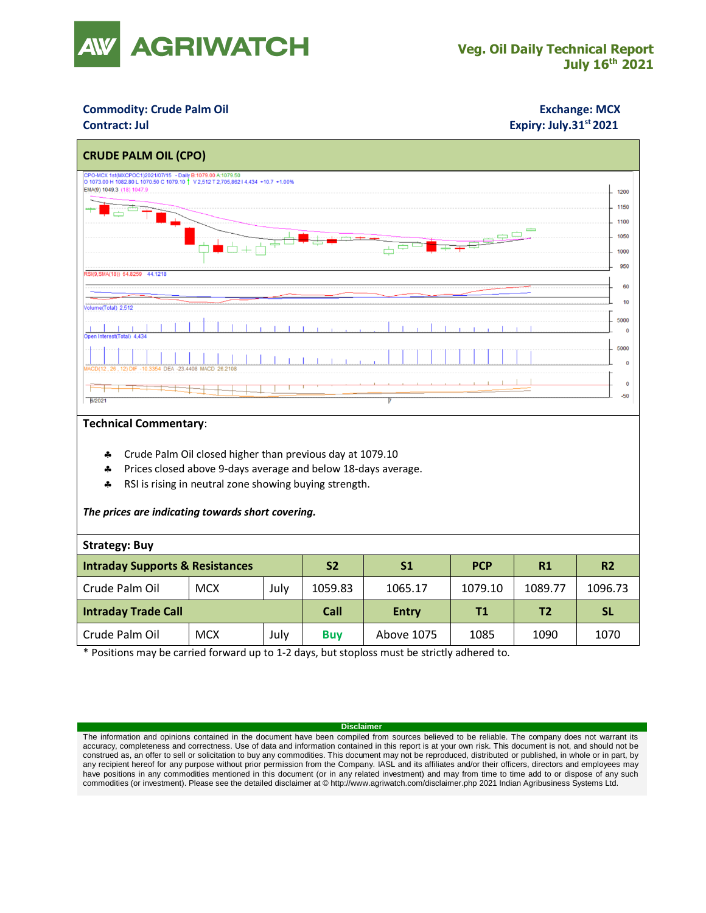# Veg. Oil Daily Technical Report
**July 16th 2021**

**Commodity: Crude Palm Oil**
**Contract: Jul**

**Exchange: MCX**
**Expiry: July.31st 2021**

## CRUDE PALM OIL (CPO)

CPO-MCX 1st(MXCPOC1)2021/07/15 - Daily B:1079.00 A:1079.50
O 1073.00 H 1082.80 L 1070.50 C 1079.10 ↑ V 2,512 T 2,705,862 I 4,434 +10.7 +1.00%
EMA(9) 1049.3 (18) 1047.9
1200
1150
1100
1050
1000
950
RSI(9,SMA(18)) 64.8259 44.1218
60
10
Volume(Total) 2,512
5000
0
Open Interest(Total) 4,434
5000
0
MACD(12 , 26 , 12) DIF -10.3354 DEA -23.4408 MACD 26.2108
0
-50
6/2021
7

**Technical Commentary**:

- Crude Palm Oil closed higher than previous day at 1079.10
- Prices closed above 9-days average and below 18-days average.
- RSI is rising in neutral zone showing buying strength.

***The prices are indicating towards short covering.***

**Strategy: Buy**

| **Intraday Supports & Resistances** | | | **S2** | **S1** | **PCP** | **R1** | **R2** |
|---|---|---|---|---|---|---|---|
| Crude Palm Oil | MCX | July | 1059.83 | 1065.17 | 1079.10 | 1089.77 | 1096.73 |
| **Intraday Trade Call** | | | **Call** | **Entry** | **T1** | **T2** | **SL** |
| Crude Palm Oil | MCX | July | **Buy** | Above 1075 | 1085 | 1090 | 1070 |

* Positions may be carried forward up to 1-2 days, but stoploss must be strictly adhered to.

**Disclaimer**

The information and opinions contained in the document have been compiled from sources believed to be reliable. The company does not warrant its accuracy, completeness and correctness. Use of data and information contained in this report is at your own risk. This document is not, and should not be construed as, an offer to sell or solicitation to buy any commodities. This document may not be reproduced, distributed or published, in whole or in part, by any recipient hereof for any purpose without prior permission from the Company. IASL and its affiliates and/or their officers, directors and employees may have positions in any commodities mentioned in this document (or in any related investment) and may from time to time add to or dispose of any such commodities (or investment). Please see the detailed disclaimer at © http://www.agriwatch.com/disclaimer.php 2021 Indian Agribusiness Systems Ltd.